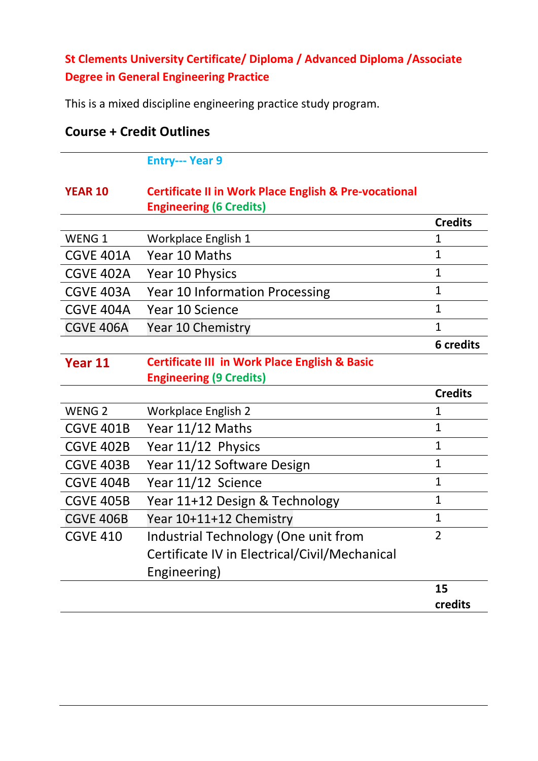# St Clements University Certificate/ Diploma / Advanced Diploma /Associate Degree in General Engineering Practice

This is a mixed discipline engineering practice study program.

## Course + Credit Outlines

| | | |
|---|---|---|
| | **Entry--- Year 9** | |
| **YEAR 10** | **Certificate II in Work Place English & Pre-vocational Engineering (6 Credits)** | |
| | | **Credits** |
| WENG 1 | Workplace English 1 | 1 |
| CGVE 401A | Year 10 Maths | 1 |
| CGVE 402A | Year 10 Physics | 1 |
| CGVE 403A | Year 10 Information Processing | 1 |
| CGVE 404A | Year 10 Science | 1 |
| CGVE 406A | Year 10 Chemistry | 1 |
| | | **6 credits** |
| **Year 11** | **Certificate III in Work Place English & Basic Engineering (9 Credits)** | |
| | | **Credits** |
| WENG 2 | Workplace English 2 | 1 |
| CGVE 401B | Year 11/12 Maths | 1 |
| CGVE 402B | Year 11/12 Physics | 1 |
| CGVE 403B | Year 11/12 Software Design | 1 |
| CGVE 404B | Year 11/12 Science | 1 |
| CGVE 405B | Year 11+12 Design & Technology | 1 |
| CGVE 406B | Year 10+11+12 Chemistry | 1 |
| CGVE 410 | Industrial Technology (One unit from Certificate IV in Electrical/Civil/Mechanical Engineering) | 2 |
| | | **15 credits** |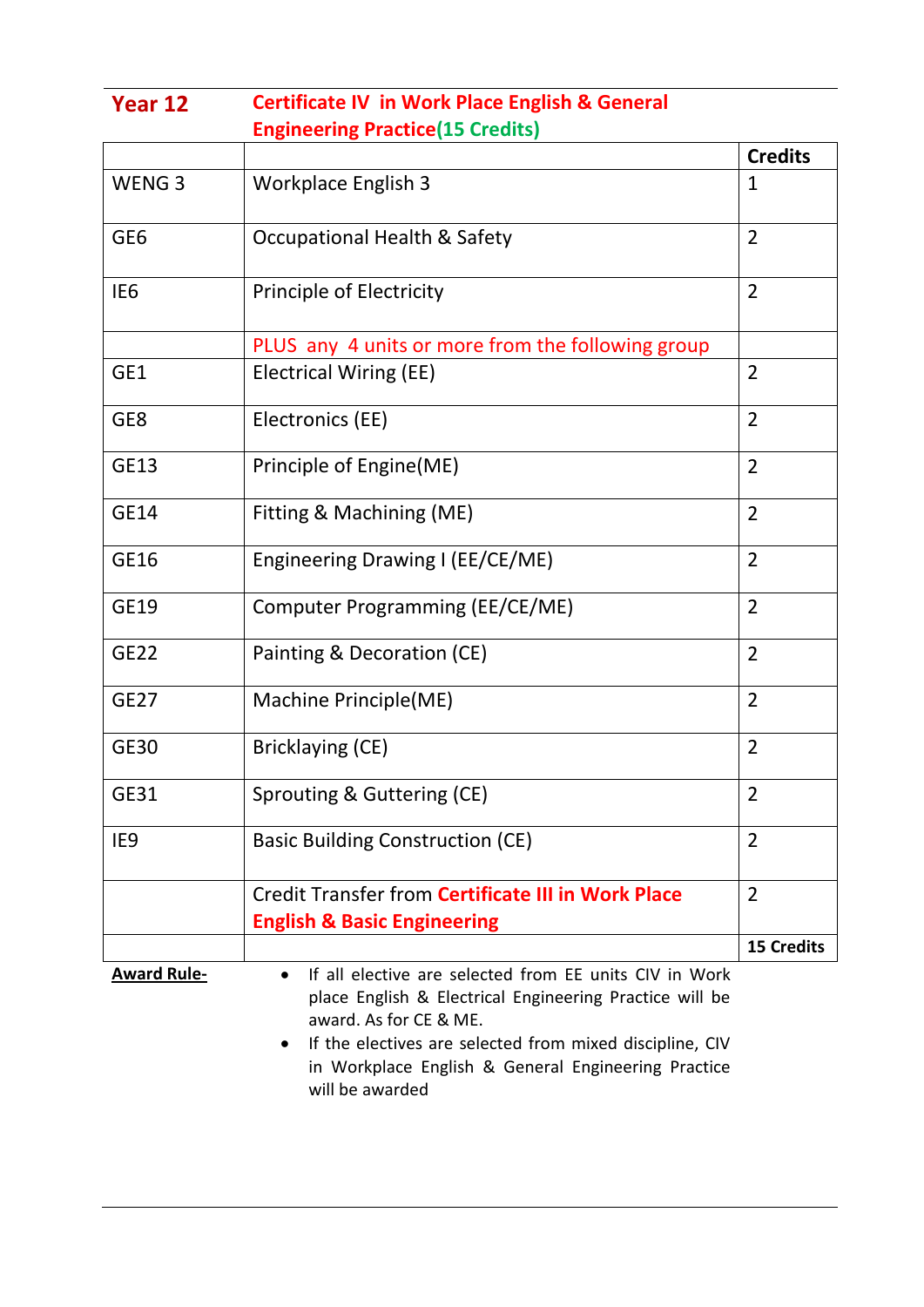## Year 12 — Certificate IV in Work Place English & General Engineering Practice (15 Credits)

| | | Credits |
|---|---|---|
| WENG 3 | Workplace English 3 | 1 |
| GE6 | Occupational Health & Safety | 2 |
| IE6 | Principle of Electricity | 2 |
| | PLUS any 4 units or more from the following group | |
| GE1 | Electrical Wiring (EE) | 2 |
| GE8 | Electronics (EE) | 2 |
| GE13 | Principle of Engine(ME) | 2 |
| GE14 | Fitting & Machining (ME) | 2 |
| GE16 | Engineering Drawing I (EE/CE/ME) | 2 |
| GE19 | Computer Programming (EE/CE/ME) | 2 |
| GE22 | Painting & Decoration (CE) | 2 |
| GE27 | Machine Principle(ME) | 2 |
| GE30 | Bricklaying (CE) | 2 |
| GE31 | Sprouting & Guttering (CE) | 2 |
| IE9 | Basic Building Construction (CE) | 2 |
| | Credit Transfer from **Certificate III in Work Place English & Basic Engineering** | 2 |
| | | **15 Credits** |

**Award Rule-**

- If all elective are selected from EE units CIV in Work place English & Electrical Engineering Practice will be award. As for CE & ME.
- If the electives are selected from mixed discipline, CIV in Workplace English & General Engineering Practice will be awarded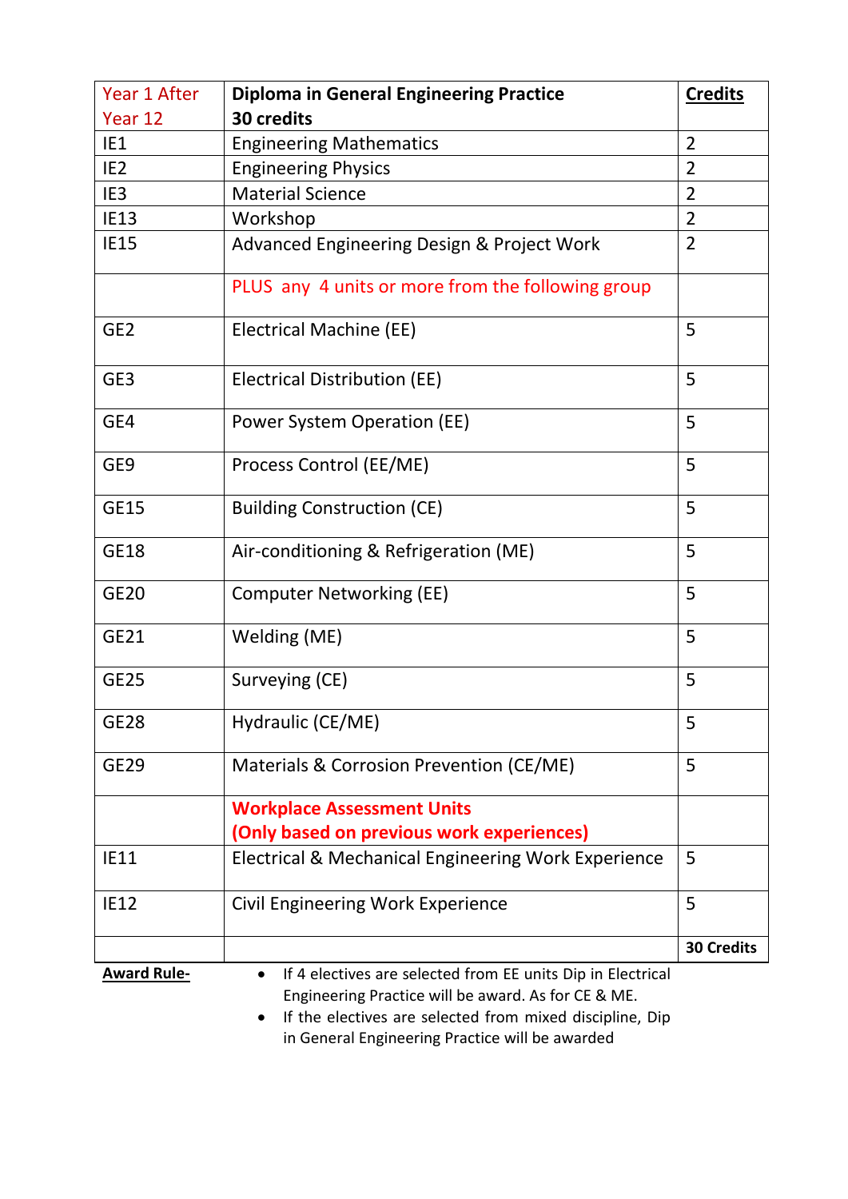| Year 1 After Year 12 | **Diploma in General Engineering Practice 30 credits** | **Credits** |
|---|---|---|
| IE1 | Engineering Mathematics | 2 |
| IE2 | Engineering Physics | 2 |
| IE3 | Material Science | 2 |
| IE13 | Workshop | 2 |
| IE15 | Advanced Engineering Design & Project Work | 2 |
| | PLUS any 4 units or more from the following group | |
| GE2 | Electrical Machine (EE) | 5 |
| GE3 | Electrical Distribution (EE) | 5 |
| GE4 | Power System Operation (EE) | 5 |
| GE9 | Process Control (EE/ME) | 5 |
| GE15 | Building Construction (CE) | 5 |
| GE18 | Air-conditioning & Refrigeration (ME) | 5 |
| GE20 | Computer Networking (EE) | 5 |
| GE21 | Welding (ME) | 5 |
| GE25 | Surveying (CE) | 5 |
| GE28 | Hydraulic (CE/ME) | 5 |
| GE29 | Materials & Corrosion Prevention (CE/ME) | 5 |
| | **Workplace Assessment Units (Only based on previous work experiences)** | |
| IE11 | Electrical & Mechanical Engineering Work Experience | 5 |
| IE12 | Civil Engineering Work Experience | 5 |
| | | **30 Credits** |

**Award Rule-**

- If 4 electives are selected from EE units Dip in Electrical Engineering Practice will be award. As for CE & ME.
- If the electives are selected from mixed discipline, Dip in General Engineering Practice will be awarded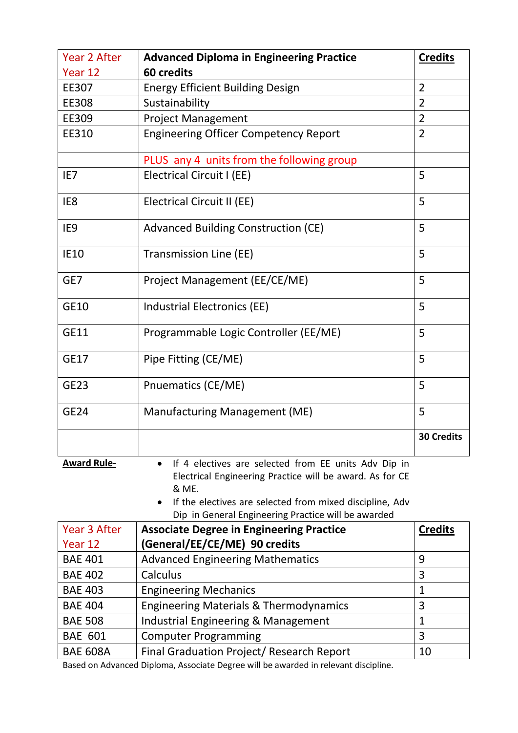| Year 2 After Year 12 | **Advanced Diploma in Engineering Practice 60 credits** | **Credits** |
|---|---|---|
| EE307 | Energy Efficient Building Design | 2 |
| EE308 | Sustainability | 2 |
| EE309 | Project Management | 2 |
| EE310 | Engineering Officer Competency Report | 2 |
| | PLUS any 4 units from the following group | |
| IE7 | Electrical Circuit I (EE) | 5 |
| IE8 | Electrical Circuit II (EE) | 5 |
| IE9 | Advanced Building Construction (CE) | 5 |
| IE10 | Transmission Line (EE) | 5 |
| GE7 | Project Management (EE/CE/ME) | 5 |
| GE10 | Industrial Electronics (EE) | 5 |
| GE11 | Programmable Logic Controller (EE/ME) | 5 |
| GE17 | Pipe Fitting (CE/ME) | 5 |
| GE23 | Pnuematics (CE/ME) | 5 |
| GE24 | Manufacturing Management (ME) | 5 |
| | | **30 Credits** |

**Award Rule-**

- If 4 electives are selected from EE units Adv Dip in Electrical Engineering Practice will be award. As for CE & ME.
- If the electives are selected from mixed discipline, Adv Dip in General Engineering Practice will be awarded

| Year 3 After Year 12 | **Associate Degree in Engineering Practice (General/EE/CE/ME) 90 credits** | **Credits** |
|---|---|---|
| BAE 401 | Advanced Engineering Mathematics | 9 |
| BAE 402 | Calculus | 3 |
| BAE 403 | Engineering Mechanics | 1 |
| BAE 404 | Engineering Materials & Thermodynamics | 3 |
| BAE 508 | Industrial Engineering & Management | 1 |
| BAE 601 | Computer Programming | 3 |
| BAE 608A | Final Graduation Project/ Research Report | 10 |

Based on Advanced Diploma, Associate Degree will be awarded in relevant discipline.